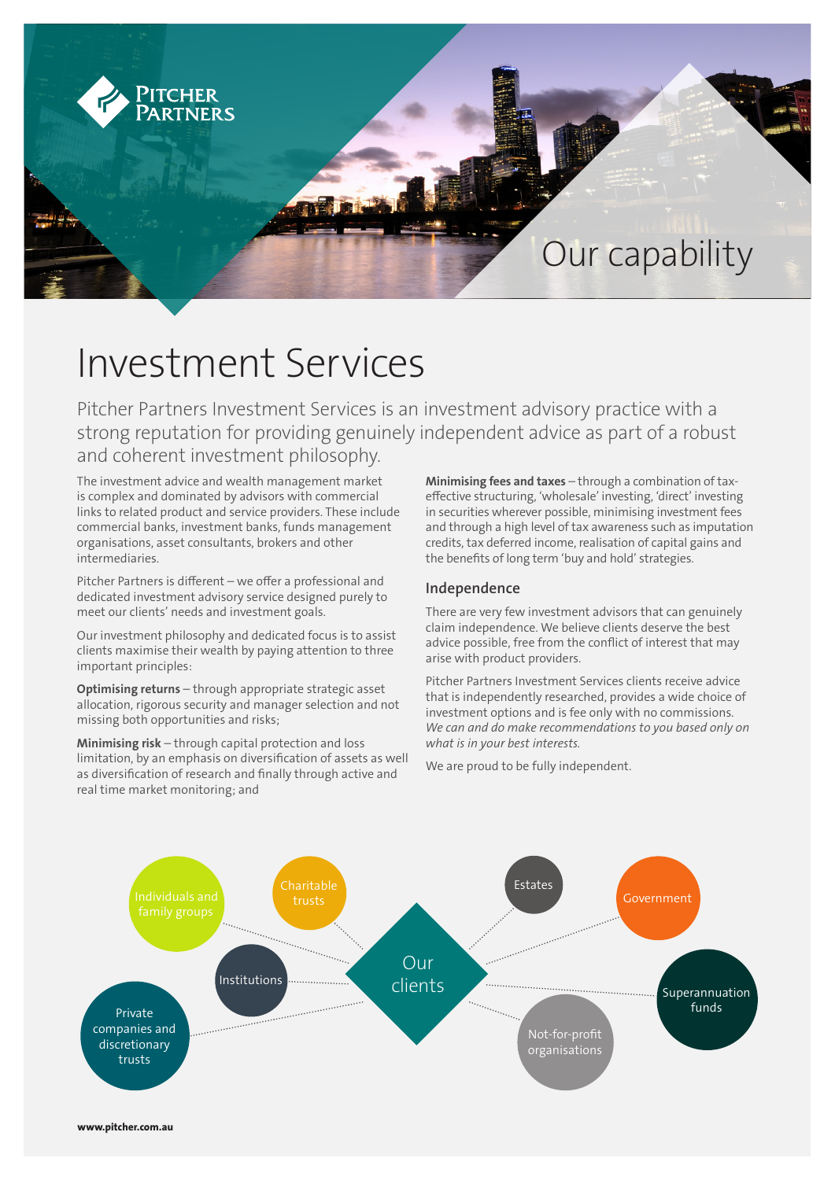Pitcher Partners

Our capability

# Investment Services

Pitcher Partners Investment Services is an investment advisory practice with a strong reputation for providing genuinely independent advice as part of a robust and coherent investment philosophy.

The investment advice and wealth management market is complex and dominated by advisors with commercial links to related product and service providers. These include commercial banks, investment banks, funds management organisations, asset consultants, brokers and other intermediaries.

Pitcher Partners is different – we offer a professional and dedicated investment advisory service designed purely to meet our clients' needs and investment goals.

Our investment philosophy and dedicated focus is to assist clients maximise their wealth by paying attention to three important principles:

**Optimising returns** – through appropriate strategic asset allocation, rigorous security and manager selection and not missing both opportunities and risks;

**Minimising risk** – through capital protection and loss limitation, by an emphasis on diversification of assets as well as diversification of research and finally through active and real time market monitoring; and

**Minimising fees and taxes** – through a combination of tax-effective structuring, 'wholesale' investing, 'direct' investing in securities wherever possible, minimising investment fees and through a high level of tax awareness such as imputation credits, tax deferred income, realisation of capital gains and the benefits of long term 'buy and hold' strategies.

## Independence

There are very few investment advisors that can genuinely claim independence. We believe clients deserve the best advice possible, free from the conflict of interest that may arise with product providers.

Pitcher Partners Investment Services clients receive advice that is independently researched, provides a wide choice of investment options and is fee only with no commissions. *We can and do make recommendations to you based only on what is in your best interests.*

We are proud to be fully independent.

Our clients

- Individuals and family groups
- Charitable trusts
- Institutions
- Private companies and discretionary trusts
- Estates
- Government
- Superannuation funds
- Not-for-profit organisations

**www.pitcher.com.au**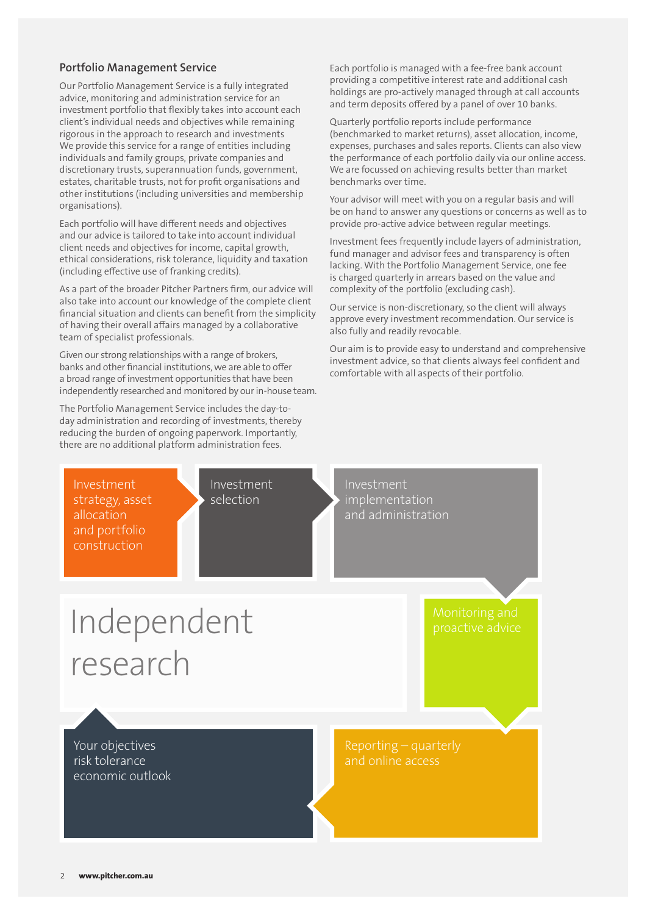## Portfolio Management Service

Our Portfolio Management Service is a fully integrated advice, monitoring and administration service for an investment portfolio that flexibly takes into account each client's individual needs and objectives while remaining rigorous in the approach to research and investments We provide this service for a range of entities including individuals and family groups, private companies and discretionary trusts, superannuation funds, government, estates, charitable trusts, not for profit organisations and other institutions (including universities and membership organisations).

Each portfolio will have different needs and objectives and our advice is tailored to take into account individual client needs and objectives for income, capital growth, ethical considerations, risk tolerance, liquidity and taxation (including effective use of franking credits).

As a part of the broader Pitcher Partners firm, our advice will also take into account our knowledge of the complete client financial situation and clients can benefit from the simplicity of having their overall affairs managed by a collaborative team of specialist professionals.

Given our strong relationships with a range of brokers, banks and other financial institutions, we are able to offer a broad range of investment opportunities that have been independently researched and monitored by our in-house team.

The Portfolio Management Service includes the day-to-day administration and recording of investments, thereby reducing the burden of ongoing paperwork. Importantly, there are no additional platform administration fees.

Each portfolio is managed with a fee-free bank account providing a competitive interest rate and additional cash holdings are pro-actively managed through at call accounts and term deposits offered by a panel of over 10 banks.

Quarterly portfolio reports include performance (benchmarked to market returns), asset allocation, income, expenses, purchases and sales reports. Clients can also view the performance of each portfolio daily via our online access. We are focussed on achieving results better than market benchmarks over time.

Your advisor will meet with you on a regular basis and will be on hand to answer any questions or concerns as well as to provide pro-active advice between regular meetings.

Investment fees frequently include layers of administration, fund manager and advisor fees and transparency is often lacking. With the Portfolio Management Service, one fee is charged quarterly in arrears based on the value and complexity of the portfolio (excluding cash).

Our service is non-discretionary, so the client will always approve every investment recommendation. Our service is also fully and readily revocable.

Our aim is to provide easy to understand and comprehensive investment advice, so that clients always feel confident and comfortable with all aspects of their portfolio.

Investment strategy, asset allocation and portfolio construction

Investment selection

Investment implementation and administration

Monitoring and proactive advice

Reporting – quarterly and online access

Your objectives
risk tolerance
economic outlook

Independent research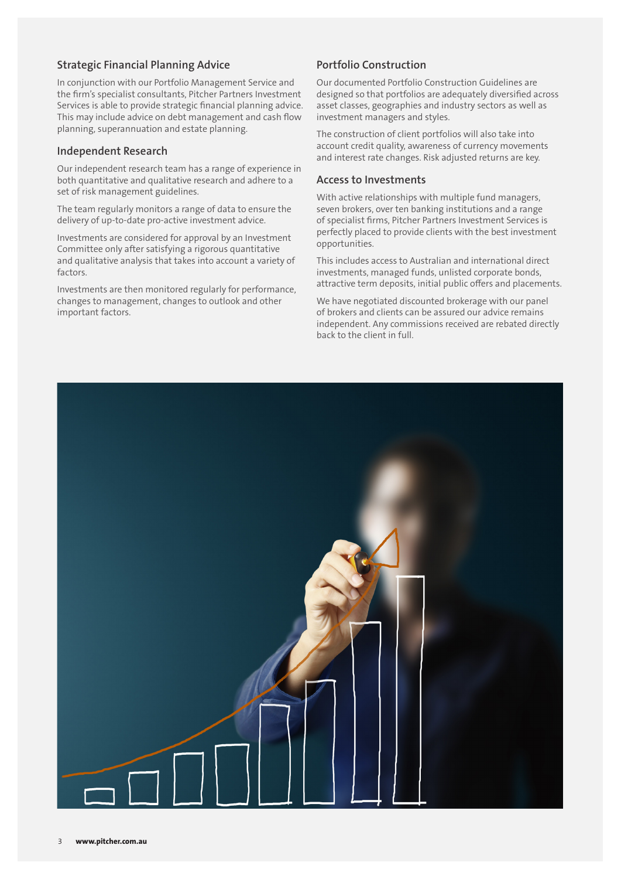## Strategic Financial Planning Advice

In conjunction with our Portfolio Management Service and the firm's specialist consultants, Pitcher Partners Investment Services is able to provide strategic financial planning advice. This may include advice on debt management and cash flow planning, superannuation and estate planning.

## Independent Research

Our independent research team has a range of experience in both quantitative and qualitative research and adhere to a set of risk management guidelines.

The team regularly monitors a range of data to ensure the delivery of up-to-date pro-active investment advice.

Investments are considered for approval by an Investment Committee only after satisfying a rigorous quantitative and qualitative analysis that takes into account a variety of factors.

Investments are then monitored regularly for performance, changes to management, changes to outlook and other important factors.

## Portfolio Construction

Our documented Portfolio Construction Guidelines are designed so that portfolios are adequately diversified across asset classes, geographies and industry sectors as well as investment managers and styles.

The construction of client portfolios will also take into account credit quality, awareness of currency movements and interest rate changes. Risk adjusted returns are key.

## Access to Investments

With active relationships with multiple fund managers, seven brokers, over ten banking institutions and a range of specialist firms, Pitcher Partners Investment Services is perfectly placed to provide clients with the best investment opportunities.

This includes access to Australian and international direct investments, managed funds, unlisted corporate bonds, attractive term deposits, initial public offers and placements.

We have negotiated discounted brokerage with our panel of brokers and clients can be assured our advice remains independent. Any commissions received are rebated directly back to the client in full.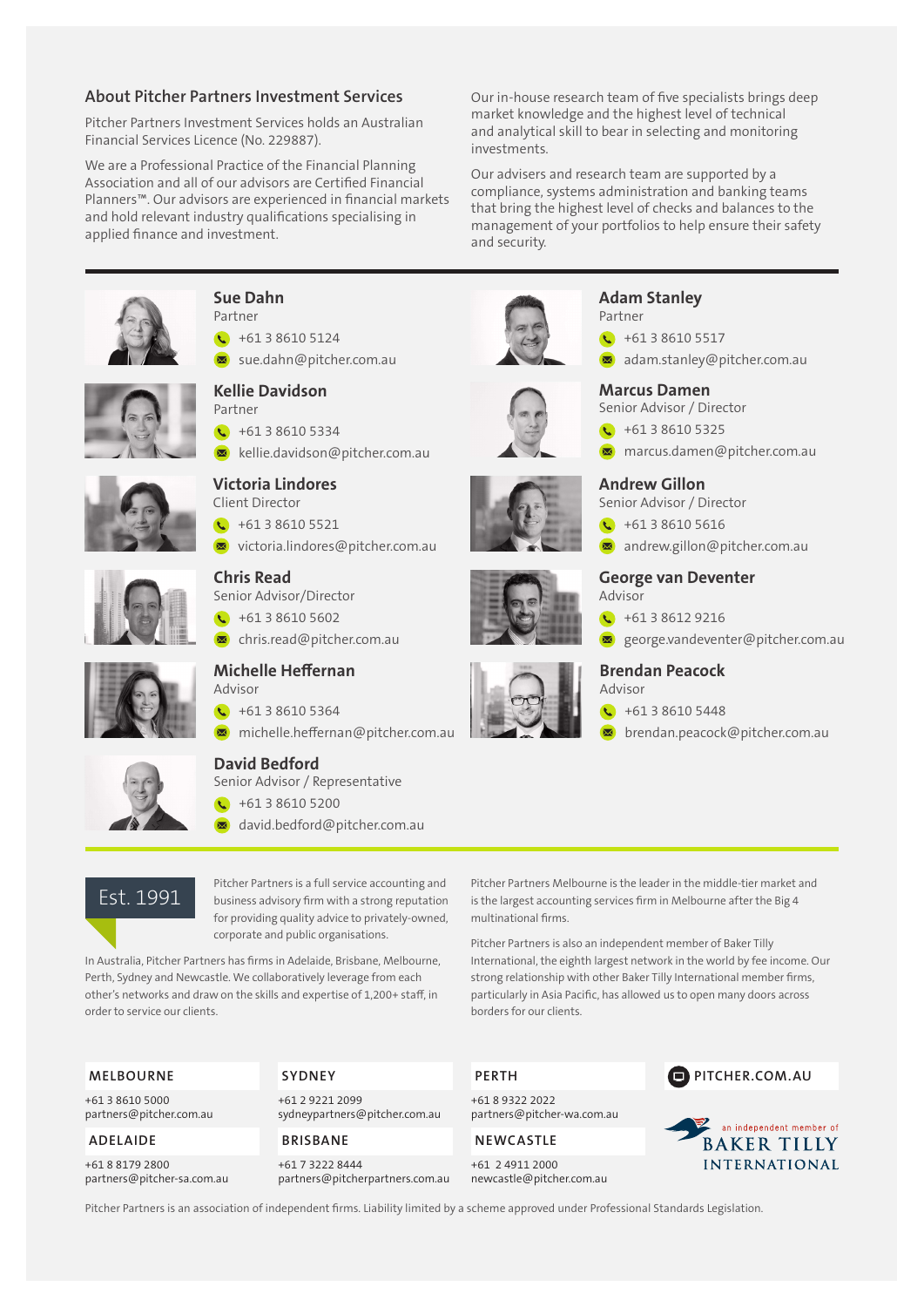## About Pitcher Partners Investment Services

Pitcher Partners Investment Services holds an Australian Financial Services Licence (No. 229887).

We are a Professional Practice of the Financial Planning Association and all of our advisors are Certified Financial Planners™. Our advisors are experienced in financial markets and hold relevant industry qualifications specialising in applied finance and investment.

Our in-house research team of five specialists brings deep market knowledge and the highest level of technical and analytical skill to bear in selecting and monitoring investments.

Our advisers and research team are supported by a compliance, systems administration and banking teams that bring the highest level of checks and balances to the management of your portfolios to help ensure their safety and security.

**Sue Dahn**
Partner
+61 3 8610 5124
sue.dahn@pitcher.com.au

**Kellie Davidson**
Partner
+61 3 8610 5334
kellie.davidson@pitcher.com.au

**Victoria Lindores**
Client Director
+61 3 8610 5521
victoria.lindores@pitcher.com.au

**Chris Read**
Senior Advisor/Director
+61 3 8610 5602
chris.read@pitcher.com.au

**Michelle Heffernan**
Advisor
+61 3 8610 5364
michelle.heffernan@pitcher.com.au

**David Bedford**
Senior Advisor / Representative
+61 3 8610 5200
david.bedford@pitcher.com.au

**Adam Stanley**
Partner
+61 3 8610 5517
adam.stanley@pitcher.com.au

**Marcus Damen**
Senior Advisor / Director
+61 3 8610 5325
marcus.damen@pitcher.com.au

**Andrew Gillon**
Senior Advisor / Director
+61 3 8610 5616
andrew.gillon@pitcher.com.au

**George van Deventer**
Advisor
+61 3 8612 9216
george.vandeventer@pitcher.com.au

**Brendan Peacock**
Advisor
+61 3 8610 5448
brendan.peacock@pitcher.com.au

Est. 1991

Pitcher Partners is a full service accounting and business advisory firm with a strong reputation for providing quality advice to privately-owned, corporate and public organisations.

In Australia, Pitcher Partners has firms in Adelaide, Brisbane, Melbourne, Perth, Sydney and Newcastle. We collaboratively leverage from each other's networks and draw on the skills and expertise of 1,200+ staff, in order to service our clients.

Pitcher Partners Melbourne is the leader in the middle-tier market and is the largest accounting services firm in Melbourne after the Big 4 multinational firms.

Pitcher Partners is also an independent member of Baker Tilly International, the eighth largest network in the world by fee income. Our strong relationship with other Baker Tilly International member firms, particularly in Asia Pacific, has allowed us to open many doors across borders for our clients.

**MELBOURNE**
+61 3 8610 5000
partners@pitcher.com.au

**ADELAIDE**
+61 8 8179 2800
partners@pitcher-sa.com.au

**SYDNEY**
+61 2 9221 2099
sydneypartners@pitcher.com.au

**BRISBANE**
+61 7 3222 8444
partners@pitcherpartners.com.au

**PERTH**
+61 8 9322 2022
partners@pitcher-wa.com.au

**NEWCASTLE**
+61 2 4911 2000
newcastle@pitcher.com.au

**PITCHER.COM.AU**

an independent member of BAKER TILLY INTERNATIONAL

Pitcher Partners is an association of independent firms. Liability limited by a scheme approved under Professional Standards Legislation.